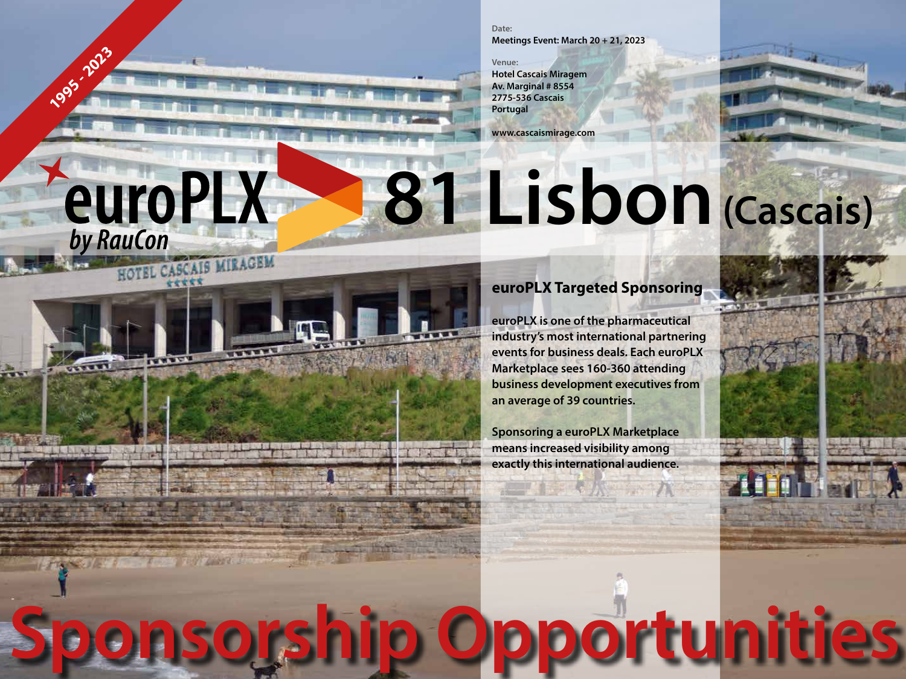1995 - 2023

Date:
**Meetings Event: March 20 + 21, 2023**

Venue:
**Hotel Cascais Miragem**
**Av. Marginal # 8554**
**2775-536 Cascais**
**Portugal**

**www.cascaismirage.com**

euroPLX *by RauCon*

# 81 Lisbon (Cascais)

## euroPLX Targeted Sponsoring

**euroPLX is one of the pharmaceutical industry's most international partnering events for business deals. Each euroPLX Marketplace sees 160-360 attending business development executives from an average of 39 countries.**

**Sponsoring a euroPLX Marketplace means increased visibility among exactly this international audience.**

# Sponsorship Opportunities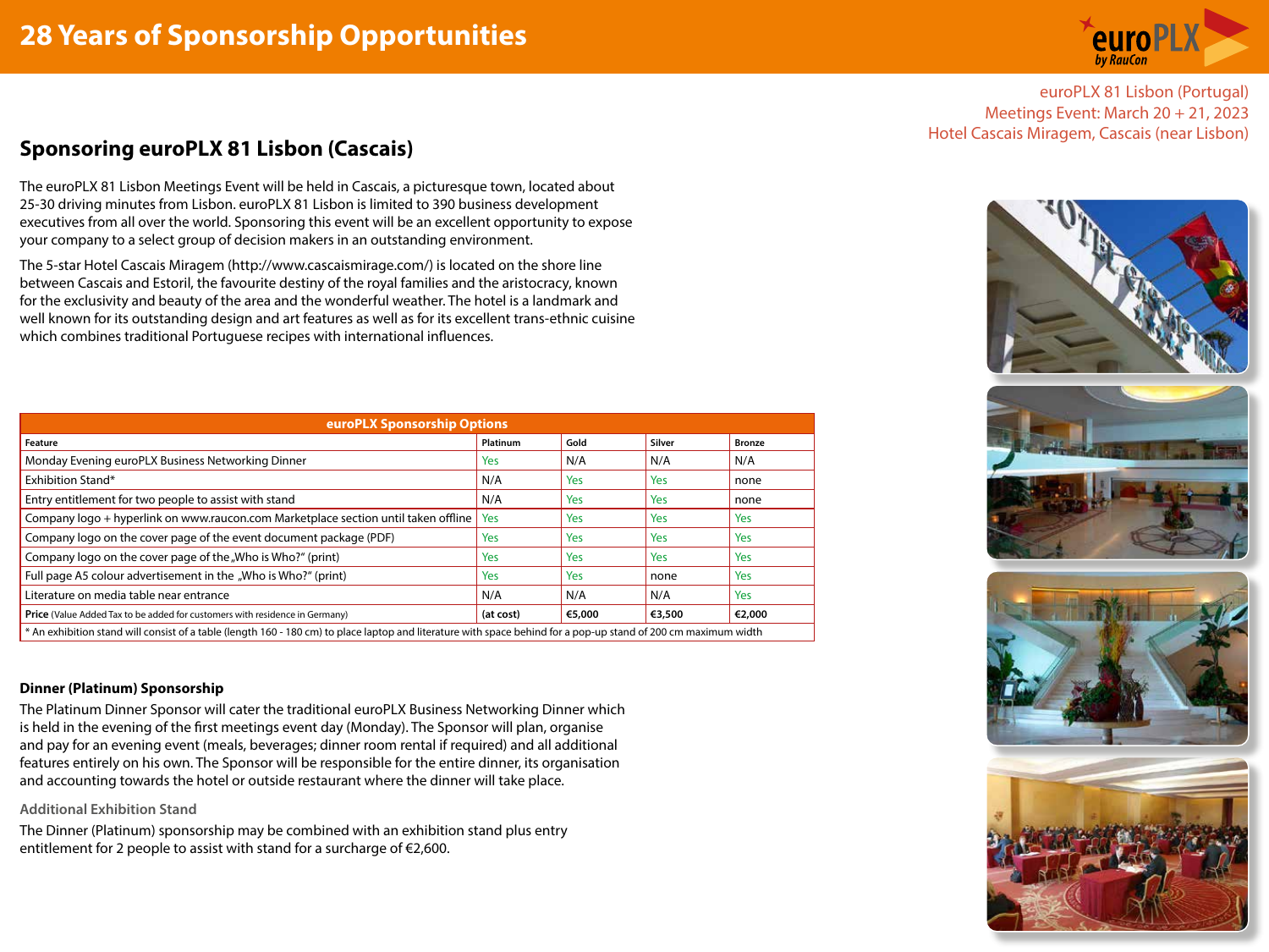# 28 Years of Sponsorship Opportunities

euroPLX 81 Lisbon (Portugal)
Meetings Event: March 20 + 21, 2023
Hotel Cascais Miragem, Cascais (near Lisbon)

## Sponsoring euroPLX 81 Lisbon (Cascais)

The euroPLX 81 Lisbon Meetings Event will be held in Cascais, a picturesque town, located about 25-30 driving minutes from Lisbon. euroPLX 81 Lisbon is limited to 390 business development executives from all over the world. Sponsoring this event will be an excellent opportunity to expose your company to a select group of decision makers in an outstanding environment.

The 5-star Hotel Cascais Miragem (http://www.cascaismirage.com/) is located on the shore line between Cascais and Estoril, the favourite destiny of the royal families and the aristocracy, known for the exclusivity and beauty of the area and the wonderful weather. The hotel is a landmark and well known for its outstanding design and art features as well as for its excellent trans-ethnic cuisine which combines traditional Portuguese recipes with international influences.

| euroPLX Sponsorship Options | | | | |
|---|---|---|---|---|
| **Feature** | **Platinum** | **Gold** | **Silver** | **Bronze** |
| Monday Evening euroPLX Business Networking Dinner | Yes | N/A | N/A | N/A |
| Exhibition Stand* | N/A | Yes | Yes | none |
| Entry entitlement for two people to assist with stand | N/A | Yes | Yes | none |
| Company logo + hyperlink on www.raucon.com Marketplace section until taken offline | Yes | Yes | Yes | Yes |
| Company logo on the cover page of the event document package (PDF) | Yes | Yes | Yes | Yes |
| Company logo on the cover page of the „Who is Who?" (print) | Yes | Yes | Yes | Yes |
| Full page A5 colour advertisement in the „Who is Who?" (print) | Yes | Yes | none | Yes |
| Literature on media table near entrance | N/A | N/A | N/A | Yes |
| **Price** (Value Added Tax to be added for customers with residence in Germany) | **(at cost)** | **€5,000** | **€3,500** | **€2,000** |

* An exhibition stand will consist of a table (length 160 - 180 cm) to place laptop and literature with space behind for a pop-up stand of 200 cm maximum width

### Dinner (Platinum) Sponsorship

The Platinum Dinner Sponsor will cater the traditional euroPLX Business Networking Dinner which is held in the evening of the first meetings event day (Monday). The Sponsor will plan, organise and pay for an evening event (meals, beverages; dinner room rental if required) and all additional features entirely on his own. The Sponsor will be responsible for the entire dinner, its organisation and accounting towards the hotel or outside restaurant where the dinner will take place.

#### Additional Exhibition Stand

The Dinner (Platinum) sponsorship may be combined with an exhibition stand plus entry entitlement for 2 people to assist with stand for a surcharge of €2,600.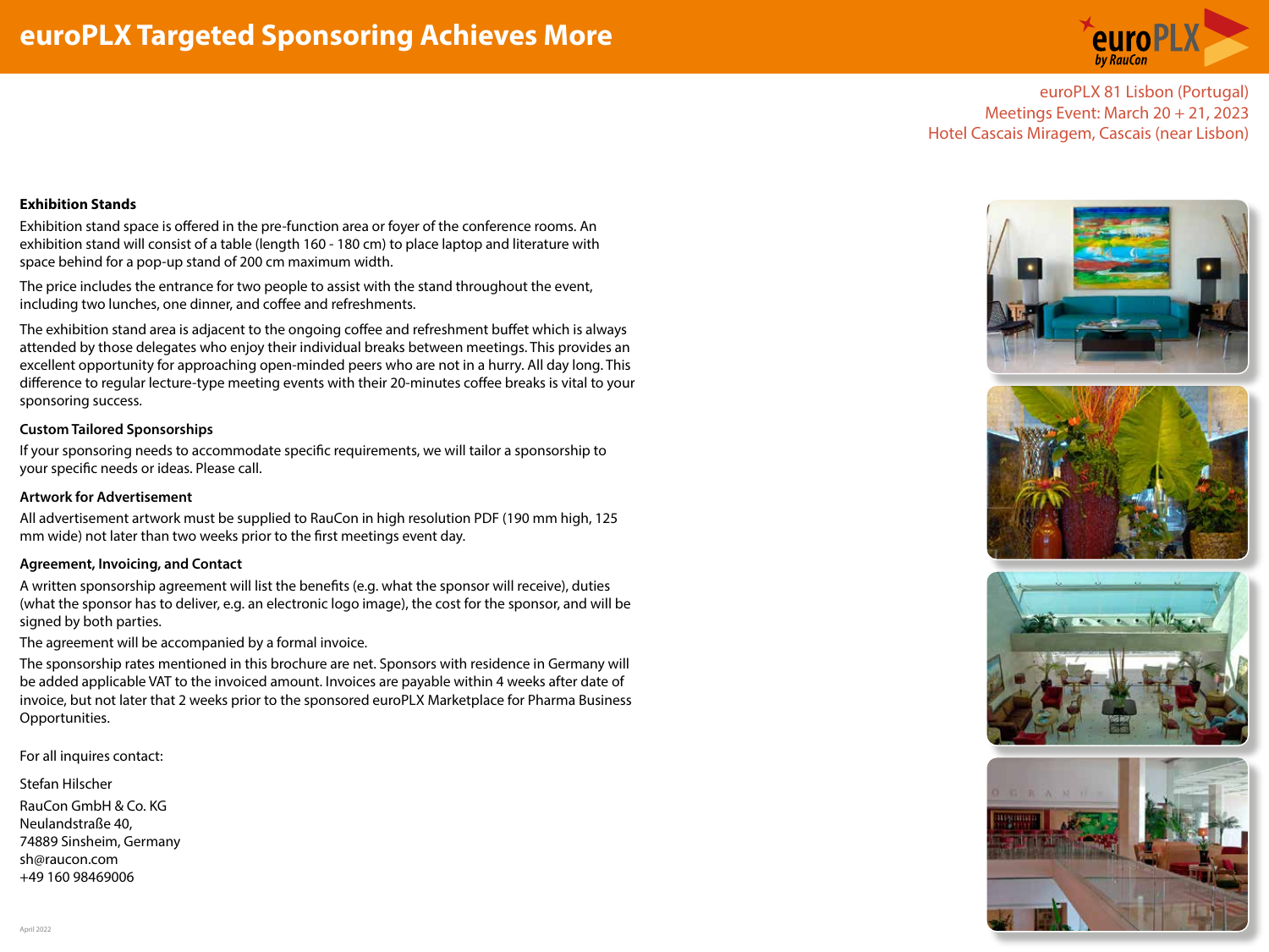# euroPLX Targeted Sponsoring Achieves More

euroPLX 81 Lisbon (Portugal)
Meetings Event: March 20 + 21, 2023
Hotel Cascais Miragem, Cascais (near Lisbon)

**Exhibition Stands**

Exhibition stand space is offered in the pre-function area or foyer of the conference rooms. An exhibition stand will consist of a table (length 160 - 180 cm) to place laptop and literature with space behind for a pop-up stand of 200 cm maximum width.

The price includes the entrance for two people to assist with the stand throughout the event, including two lunches, one dinner, and coffee and refreshments.

The exhibition stand area is adjacent to the ongoing coffee and refreshment buffet which is always attended by those delegates who enjoy their individual breaks between meetings. This provides an excellent opportunity for approaching open-minded peers who are not in a hurry. All day long. This difference to regular lecture-type meeting events with their 20-minutes coffee breaks is vital to your sponsoring success.

**Custom Tailored Sponsorships**

If your sponsoring needs to accommodate specific requirements, we will tailor a sponsorship to your specific needs or ideas. Please call.

**Artwork for Advertisement**

All advertisement artwork must be supplied to RauCon in high resolution PDF (190 mm high, 125 mm wide) not later than two weeks prior to the first meetings event day.

**Agreement, Invoicing, and Contact**

A written sponsorship agreement will list the benefits (e.g. what the sponsor will receive), duties (what the sponsor has to deliver, e.g. an electronic logo image), the cost for the sponsor, and will be signed by both parties.

The agreement will be accompanied by a formal invoice.

The sponsorship rates mentioned in this brochure are net. Sponsors with residence in Germany will be added applicable VAT to the invoiced amount. Invoices are payable within 4 weeks after date of invoice, but not later that 2 weeks prior to the sponsored euroPLX Marketplace for Pharma Business Opportunities.

For all inquires contact:

Stefan Hilscher

RauCon GmbH & Co. KG
Neulandstraße 40,
74889 Sinsheim, Germany
sh@raucon.com
+49 160 98469006

April 2022